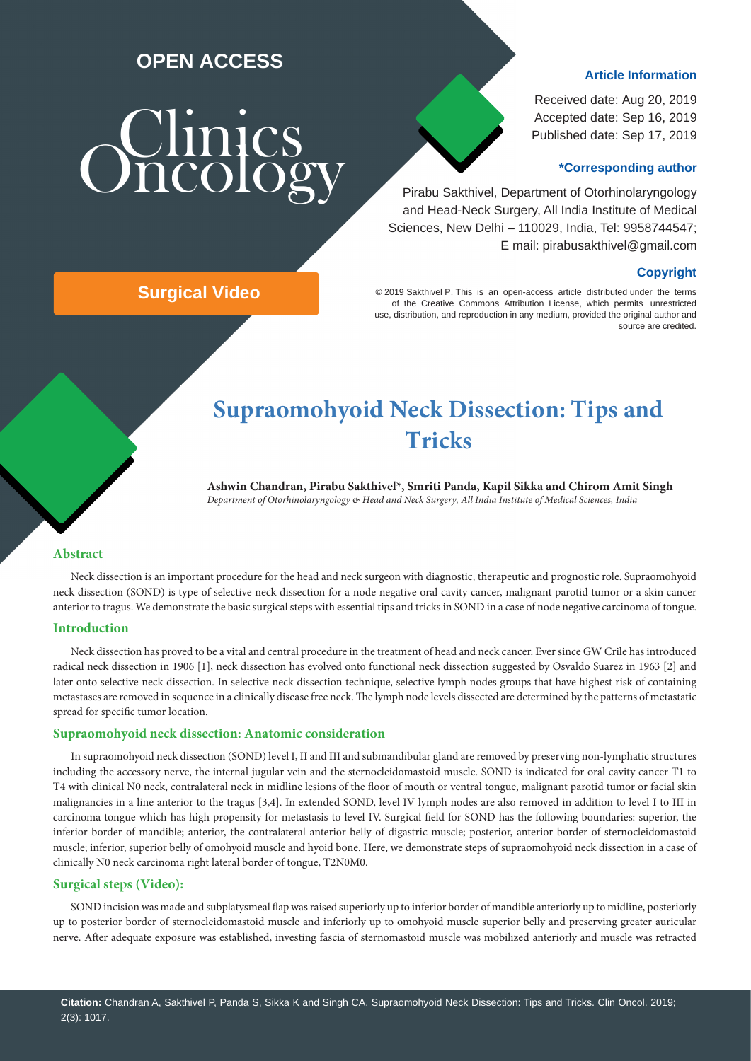OPEN ACCESS

Clinics Oncology

**Article Information**

Received date: Aug 20, 2019
Accepted date: Sep 16, 2019
Published date: Sep 17, 2019

**\*Corresponding author**

Pirabu Sakthivel, Department of Otorhinolaryngology and Head-Neck Surgery, All India Institute of Medical Sciences, New Delhi – 110029, India, Tel: 9958744547; E mail: pirabusakthivel@gmail.com

**Copyright**

© 2019 Sakthivel P. This is an open-access article distributed under the terms of the Creative Commons Attribution License, which permits unrestricted use, distribution, and reproduction in any medium, provided the original author and source are credited.

**Surgical Video**

# Supraomohyoid Neck Dissection: Tips and Tricks

**Ashwin Chandran, Pirabu Sakthivel\*, Smriti Panda, Kapil Sikka and Chirom Amit Singh**
*Department of Otorhinolaryngology & Head and Neck Surgery, All India Institute of Medical Sciences, India*

## Abstract

Neck dissection is an important procedure for the head and neck surgeon with diagnostic, therapeutic and prognostic role. Supraomohyoid neck dissection (SOND) is type of selective neck dissection for a node negative oral cavity cancer, malignant parotid tumor or a skin cancer anterior to tragus. We demonstrate the basic surgical steps with essential tips and tricks in SOND in a case of node negative carcinoma of tongue.

## Introduction

Neck dissection has proved to be a vital and central procedure in the treatment of head and neck cancer. Ever since GW Crile has introduced radical neck dissection in 1906 [1], neck dissection has evolved onto functional neck dissection suggested by Osvaldo Suarez in 1963 [2] and later onto selective neck dissection. In selective neck dissection technique, selective lymph nodes groups that have highest risk of containing metastases are removed in sequence in a clinically disease free neck. The lymph node levels dissected are determined by the patterns of metastatic spread for specific tumor location.

## Supraomohyoid neck dissection: Anatomic consideration

In supraomohyoid neck dissection (SOND) level I, II and III and submandibular gland are removed by preserving non-lymphatic structures including the accessory nerve, the internal jugular vein and the sternocleidomastoid muscle. SOND is indicated for oral cavity cancer T1 to T4 with clinical N0 neck, contralateral neck in midline lesions of the floor of mouth or ventral tongue, malignant parotid tumor or facial skin malignancies in a line anterior to the tragus [3,4]. In extended SOND, level IV lymph nodes are also removed in addition to level I to III in carcinoma tongue which has high propensity for metastasis to level IV. Surgical field for SOND has the following boundaries: superior, the inferior border of mandible; anterior, the contralateral anterior belly of digastric muscle; posterior, anterior border of sternocleidomastoid muscle; inferior, superior belly of omohyoid muscle and hyoid bone. Here, we demonstrate steps of supraomohyoid neck dissection in a case of clinically N0 neck carcinoma right lateral border of tongue, T2N0M0.

## Surgical steps (Video):

SOND incision was made and subplatysmeal flap was raised superiorly up to inferior border of mandible anteriorly up to midline, posteriorly up to posterior border of sternocleidomastoid muscle and inferiorly up to omohyoid muscle superior belly and preserving greater auricular nerve. After adequate exposure was established, investing fascia of sternomastoid muscle was mobilized anteriorly and muscle was retracted

**Citation:** Chandran A, Sakthivel P, Panda S, Sikka K and Singh CA. Supraomohyoid Neck Dissection: Tips and Tricks. Clin Oncol. 2019; 2(3): 1017.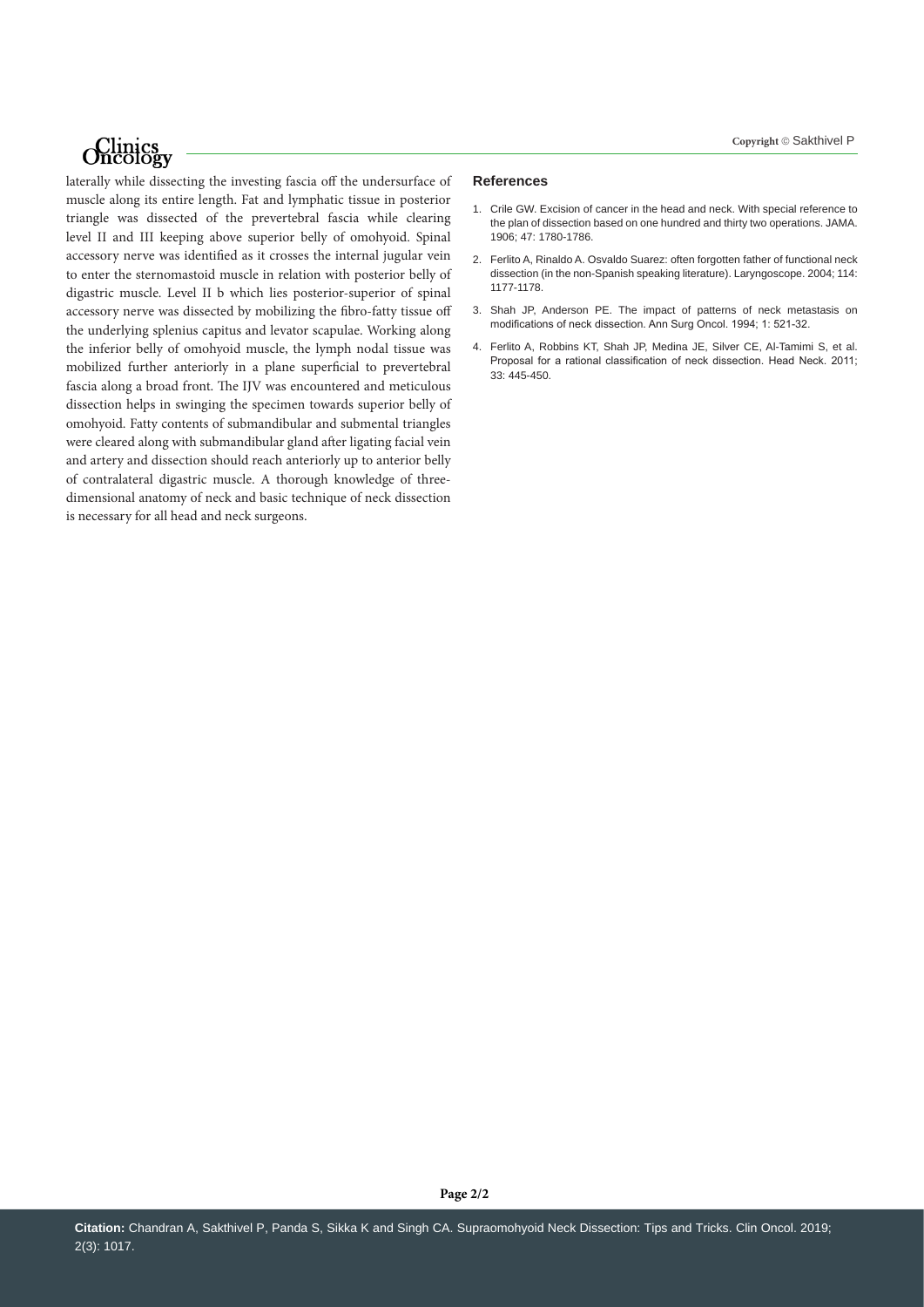laterally while dissecting the investing fascia off the undersurface of muscle along its entire length. Fat and lymphatic tissue in posterior triangle was dissected of the prevertebral fascia while clearing level II and III keeping above superior belly of omohyoid. Spinal accessory nerve was identified as it crosses the internal jugular vein to enter the sternomastoid muscle in relation with posterior belly of digastric muscle. Level II b which lies posterior-superior of spinal accessory nerve was dissected by mobilizing the fibro-fatty tissue off the underlying splenius capitus and levator scapulae. Working along the inferior belly of omohyoid muscle, the lymph nodal tissue was mobilized further anteriorly in a plane superficial to prevertebral fascia along a broad front. The IJV was encountered and meticulous dissection helps in swinging the specimen towards superior belly of omohyoid. Fatty contents of submandibular and submental triangles were cleared along with submandibular gland after ligating facial vein and artery and dissection should reach anteriorly up to anterior belly of contralateral digastric muscle. A thorough knowledge of three-dimensional anatomy of neck and basic technique of neck dissection is necessary for all head and neck surgeons.

## References

1. Crile GW. Excision of cancer in the head and neck. With special reference to the plan of dissection based on one hundred and thirty two operations. JAMA. 1906; 47: 1780-1786.
2. Ferlito A, Rinaldo A. Osvaldo Suarez: often forgotten father of functional neck dissection (in the non-Spanish speaking literature). Laryngoscope. 2004; 114: 1177-1178.
3. Shah JP, Anderson PE. The impact of patterns of neck metastasis on modifications of neck dissection. Ann Surg Oncol. 1994; 1: 521-32.
4. Ferlito A, Robbins KT, Shah JP, Medina JE, Silver CE, Al-Tamimi S, et al. Proposal for a rational classification of neck dissection. Head Neck. 2011; 33: 445-450.

**Citation:** Chandran A, Sakthivel P, Panda S, Sikka K and Singh CA. Supraomohyoid Neck Dissection: Tips and Tricks. Clin Oncol. 2019; 2(3): 1017.